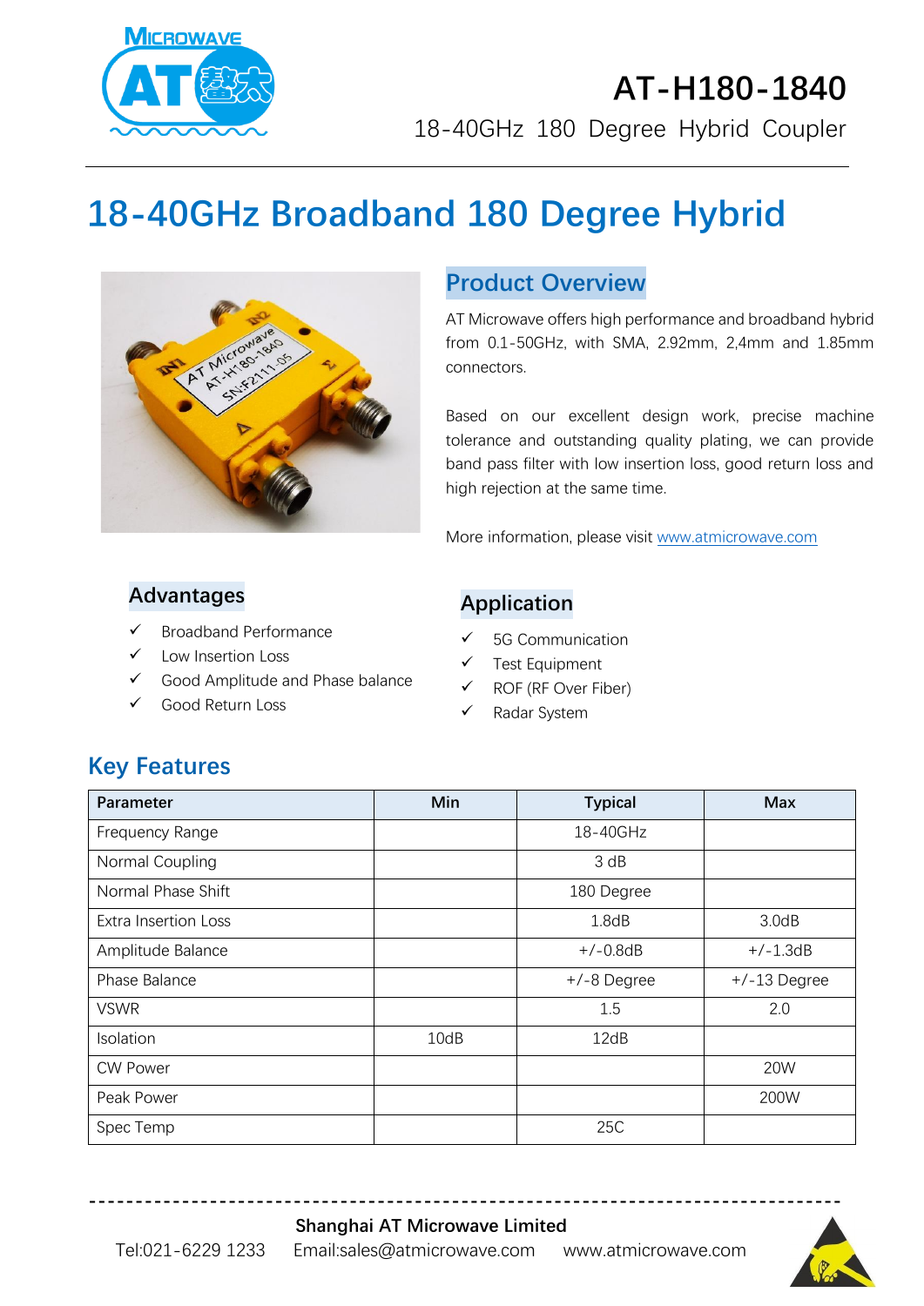# AT-H180-1840

18-40GHz 180 Degree Hybrid Coupler

# 18-40GHz Broadband 180 Degree Hybrid

## Product Overview

AT Microwave offers high performance and broadband hybrid from 0.1-50GHz, with SMA, 2.92mm, 2,4mm and 1.85mm connectors.

Based on our excellent design work, precise machine tolerance and outstanding quality plating, we can provide band pass filter with low insertion loss, good return loss and high rejection at the same time.

More information, please visit [www.atmicrowave.com](http://www.atmicrowave.com)

## Advantages

- ✓ Broadband Performance
- ✓ Low Insertion Loss
- ✓ Good Amplitude and Phase balance
- ✓ Good Return Loss

## Application

- ✓ 5G Communication
- ✓ Test Equipment
- ✓ ROF (RF Over Fiber)
- ✓ Radar System

## Key Features

| Parameter | Min | Typical | Max |
|---|---|---|---|
| Frequency Range | | 18-40GHz | |
| Normal Coupling | | 3 dB | |
| Normal Phase Shift | | 180 Degree | |
| Extra Insertion Loss | | 1.8dB | 3.0dB |
| Amplitude Balance | | +/-0.8dB | +/-1.3dB |
| Phase Balance | | +/-8 Degree | +/-13 Degree |
| VSWR | | 1.5 | 2.0 |
| Isolation | 10dB | 12dB | |
| CW Power | | | 20W |
| Peak Power | | | 200W |
| Spec Temp | | 25C | |

**Shanghai AT Microwave Limited**

Tel:021-6229 1233 Email:sales@atmicrowave.com www.atmicrowave.com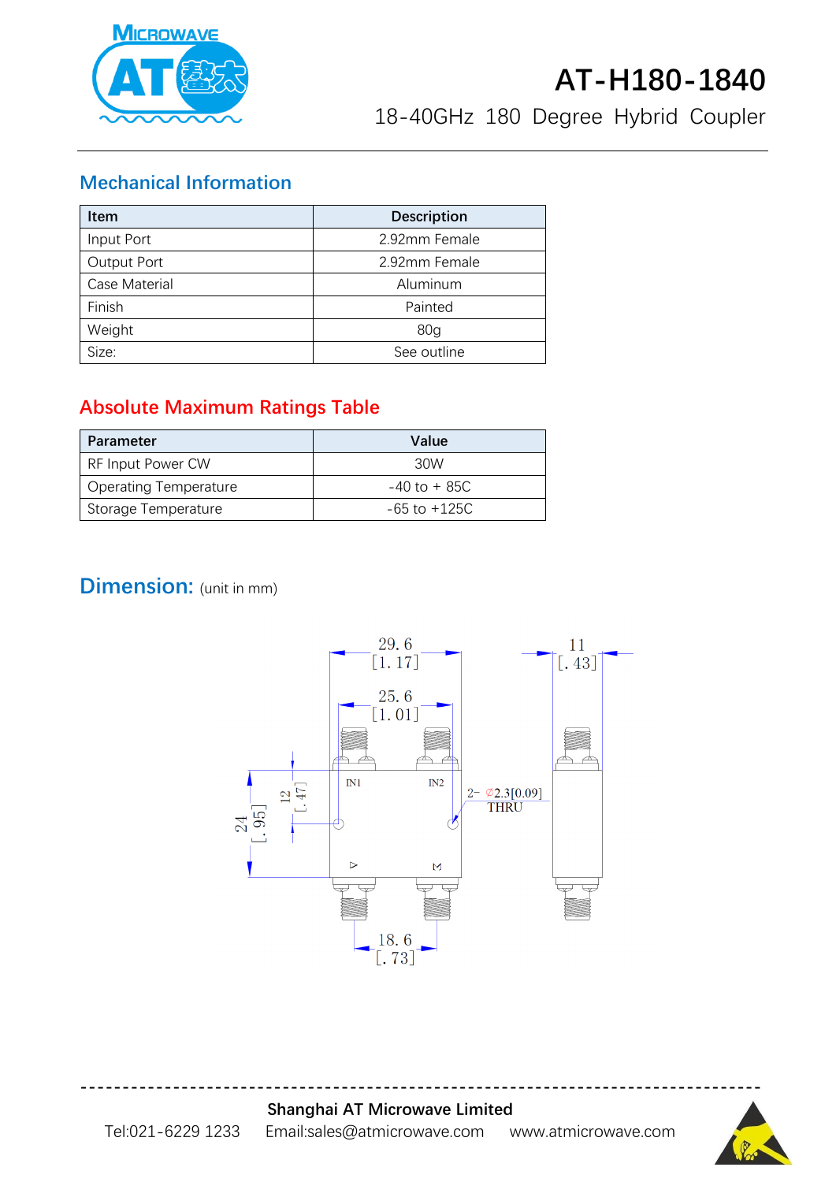# AT-H180-1840

18-40GHz 180 Degree Hybrid Coupler

## Mechanical Information

| Item | Description |
|---|---|
| Input Port | 2.92mm Female |
| Output Port | 2.92mm Female |
| Case Material | Aluminum |
| Finish | Painted |
| Weight | 80g |
| Size: | See outline |

## Absolute Maximum Ratings Table

| Parameter | Value |
|---|---|
| RF Input Power CW | 30W |
| Operating Temperature | -40 to + 85C |
| Storage Temperature | -65 to +125C |

## Dimension: (unit in mm)

29.6
[1.17]
25.6
[1.01]
11
[.43]
IN1
IN2
2- ∅2.3[0.09]
THRU
24
[.95]
12
[.47]
Δ
Σ
18.6
[.73]

Shanghai AT Microwave Limited

Tel:021-6229 1233 Email:sales@atmicrowave.com www.atmicrowave.com